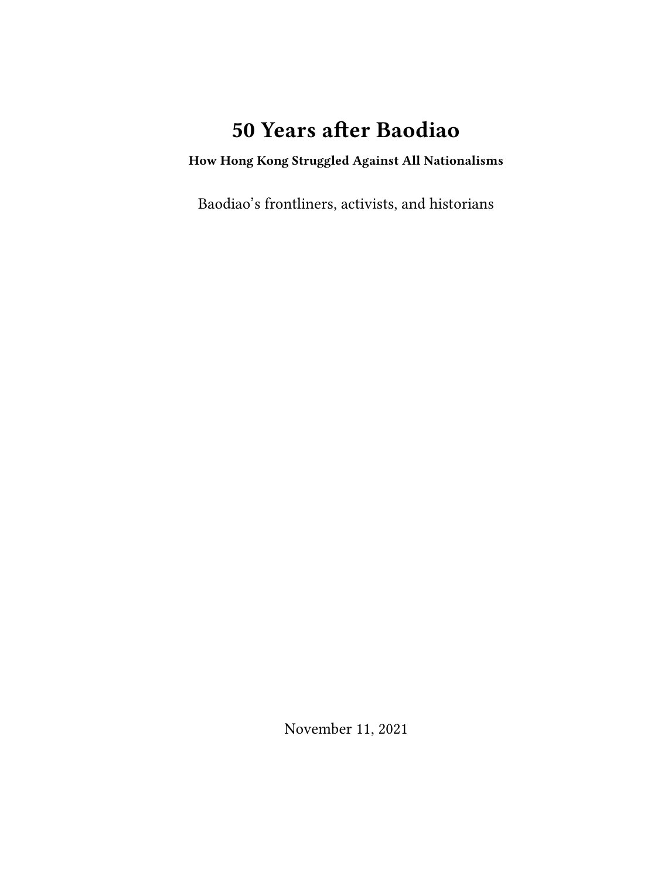# 50 Years after Baodiao

**How Hong Kong Struggled Against All Nationalisms**

Baodiao's frontliners, activists, and historians

November 11, 2021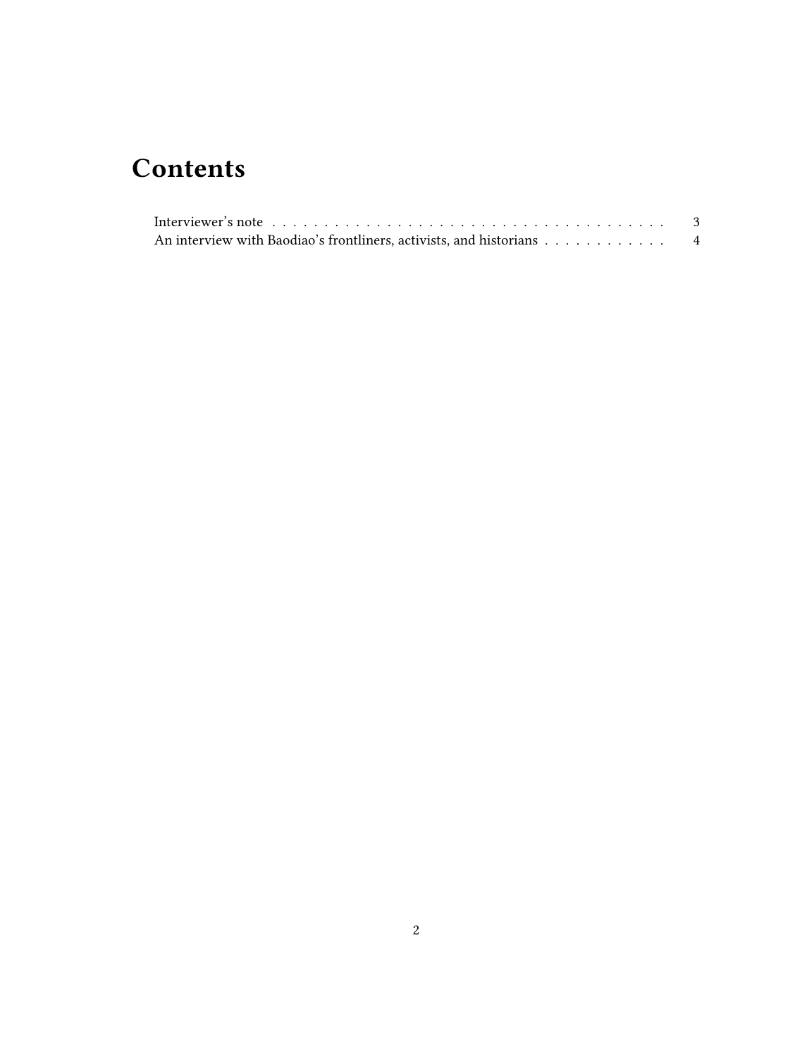# Contents

Interviewer's note . . . . . . . . . . . . . . . . . . . . . . . . . . . . . . . . . . . . . . . 3
An interview with Baodiao's frontliners, activists, and historians . . . . . . . . . . . . 4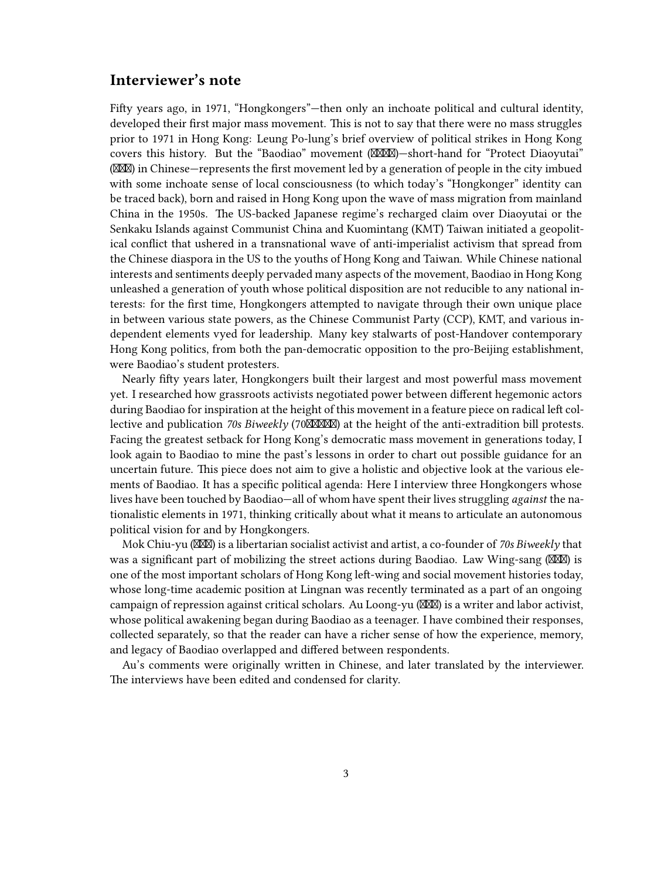## Interviewer's note

Fifty years ago, in 1971, "Hongkongers"—then only an inchoate political and cultural identity, developed their first major mass movement. This is not to say that there were no mass struggles prior to 1971 in Hong Kong: Leung Po-lung's brief overview of political strikes in Hong Kong covers this history. But the "Baodiao" movement (⊠⊠⊠⊠)—short-hand for "Protect Diaoyutai" (⊠⊠⊠) in Chinese—represents the first movement led by a generation of people in the city imbued with some inchoate sense of local consciousness (to which today's "Hongkonger" identity can be traced back), born and raised in Hong Kong upon the wave of mass migration from mainland China in the 1950s. The US-backed Japanese regime's recharged claim over Diaoyutai or the Senkaku Islands against Communist China and Kuomintang (KMT) Taiwan initiated a geopolitical conflict that ushered in a transnational wave of anti-imperialist activism that spread from the Chinese diaspora in the US to the youths of Hong Kong and Taiwan. While Chinese national interests and sentiments deeply pervaded many aspects of the movement, Baodiao in Hong Kong unleashed a generation of youth whose political disposition are not reducible to any national interests: for the first time, Hongkongers attempted to navigate through their own unique place in between various state powers, as the Chinese Communist Party (CCP), KMT, and various independent elements vyed for leadership. Many key stalwarts of post-Handover contemporary Hong Kong politics, from both the pan-democratic opposition to the pro-Beijing establishment, were Baodiao's student protesters.

Nearly fifty years later, Hongkongers built their largest and most powerful mass movement yet. I researched how grassroots activists negotiated power between different hegemonic actors during Baodiao for inspiration at the height of this movement in a feature piece on radical left collective and publication *70s Biweekly* (70⊠⊠⊠⊠⊠) at the height of the anti-extradition bill protests. Facing the greatest setback for Hong Kong's democratic mass movement in generations today, I look again to Baodiao to mine the past's lessons in order to chart out possible guidance for an uncertain future. This piece does not aim to give a holistic and objective look at the various elements of Baodiao. It has a specific political agenda: Here I interview three Hongkongers whose lives have been touched by Baodiao—all of whom have spent their lives struggling *against* the nationalistic elements in 1971, thinking critically about what it means to articulate an autonomous political vision for and by Hongkongers.

Mok Chiu-yu (⊠⊠⊠) is a libertarian socialist activist and artist, a co-founder of *70s Biweekly* that was a significant part of mobilizing the street actions during Baodiao. Law Wing-sang (⊠⊠⊠) is one of the most important scholars of Hong Kong left-wing and social movement histories today, whose long-time academic position at Lingnan was recently terminated as a part of an ongoing campaign of repression against critical scholars. Au Loong-yu (⊠⊠⊠) is a writer and labor activist, whose political awakening began during Baodiao as a teenager. I have combined their responses, collected separately, so that the reader can have a richer sense of how the experience, memory, and legacy of Baodiao overlapped and differed between respondents.

Au's comments were originally written in Chinese, and later translated by the interviewer. The interviews have been edited and condensed for clarity.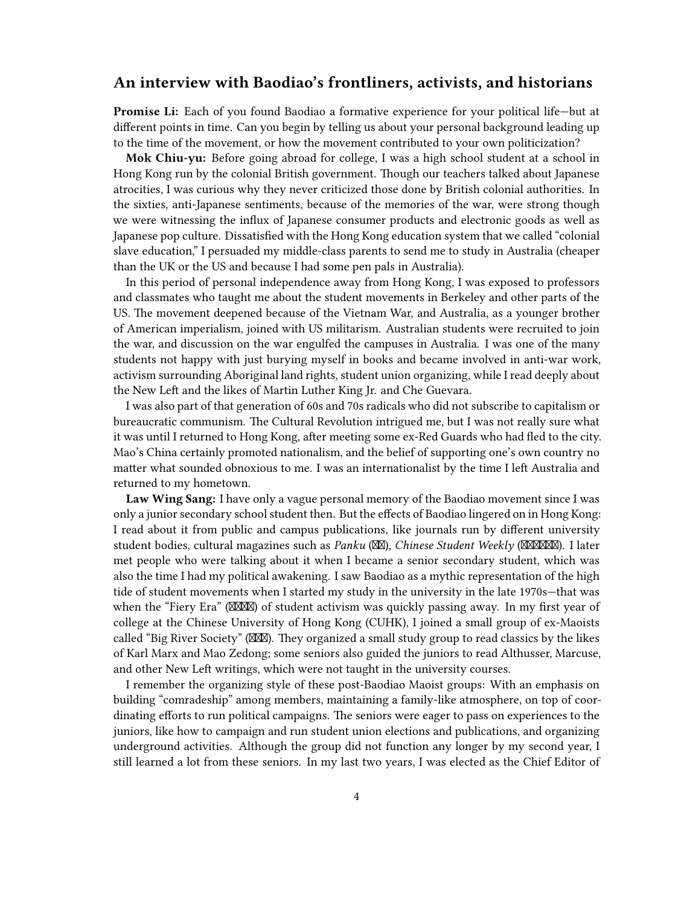## An interview with Baodiao's frontliners, activists, and historians

**Promise Li:** Each of you found Baodiao a formative experience for your political life—but at different points in time. Can you begin by telling us about your personal background leading up to the time of the movement, or how the movement contributed to your own politicization?

**Mok Chiu-yu:** Before going abroad for college, I was a high school student at a school in Hong Kong run by the colonial British government. Though our teachers talked about Japanese atrocities, I was curious why they never criticized those done by British colonial authorities. In the sixties, anti-Japanese sentiments, because of the memories of the war, were strong though we were witnessing the influx of Japanese consumer products and electronic goods as well as Japanese pop culture. Dissatisfied with the Hong Kong education system that we called "colonial slave education," I persuaded my middle-class parents to send me to study in Australia (cheaper than the UK or the US and because I had some pen pals in Australia).

In this period of personal independence away from Hong Kong, I was exposed to professors and classmates who taught me about the student movements in Berkeley and other parts of the US. The movement deepened because of the Vietnam War, and Australia, as a younger brother of American imperialism, joined with US militarism. Australian students were recruited to join the war, and discussion on the war engulfed the campuses in Australia. I was one of the many students not happy with just burying myself in books and became involved in anti-war work, activism surrounding Aboriginal land rights, student union organizing, while I read deeply about the New Left and the likes of Martin Luther King Jr. and Che Guevara.

I was also part of that generation of 60s and 70s radicals who did not subscribe to capitalism or bureaucratic communism. The Cultural Revolution intrigued me, but I was not really sure what it was until I returned to Hong Kong, after meeting some ex-Red Guards who had fled to the city. Mao's China certainly promoted nationalism, and the belief of supporting one's own country no matter what sounded obnoxious to me. I was an internationalist by the time I left Australia and returned to my hometown.

**Law Wing Sang:** I have only a vague personal memory of the Baodiao movement since I was only a junior secondary school student then. But the effects of Baodiao lingered on in Hong Kong: I read about it from public and campus publications, like journals run by different university student bodies, cultural magazines such as *Panku* (⊠⊠), *Chinese Student Weekly* (⊠⊠⊠⊠⊠⊠). I later met people who were talking about it when I became a senior secondary student, which was also the time I had my political awakening. I saw Baodiao as a mythic representation of the high tide of student movements when I started my study in the university in the late 1970s—that was when the "Fiery Era" (⊠⊠⊠⊠) of student activism was quickly passing away. In my first year of college at the Chinese University of Hong Kong (CUHK), I joined a small group of ex-Maoists called "Big River Society" (⊠⊠⊠). They organized a small study group to read classics by the likes of Karl Marx and Mao Zedong; some seniors also guided the juniors to read Althusser, Marcuse, and other New Left writings, which were not taught in the university courses.

I remember the organizing style of these post-Baodiao Maoist groups: With an emphasis on building "comradeship" among members, maintaining a family-like atmosphere, on top of coordinating efforts to run political campaigns. The seniors were eager to pass on experiences to the juniors, like how to campaign and run student union elections and publications, and organizing underground activities. Although the group did not function any longer by my second year, I still learned a lot from these seniors. In my last two years, I was elected as the Chief Editor of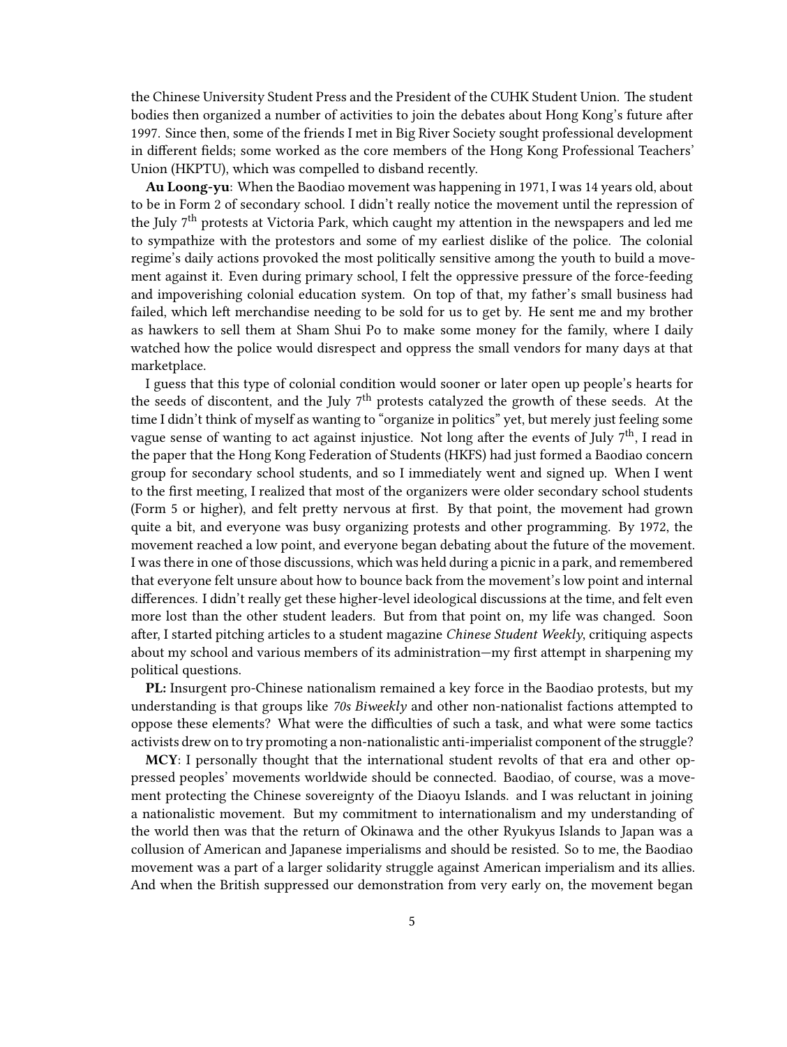the Chinese University Student Press and the President of the CUHK Student Union. The student bodies then organized a number of activities to join the debates about Hong Kong's future after 1997. Since then, some of the friends I met in Big River Society sought professional development in different fields; some worked as the core members of the Hong Kong Professional Teachers' Union (HKPTU), which was compelled to disband recently.

**Au Loong-yu**: When the Baodiao movement was happening in 1971, I was 14 years old, about to be in Form 2 of secondary school. I didn't really notice the movement until the repression of the July 7th protests at Victoria Park, which caught my attention in the newspapers and led me to sympathize with the protestors and some of my earliest dislike of the police. The colonial regime's daily actions provoked the most politically sensitive among the youth to build a movement against it. Even during primary school, I felt the oppressive pressure of the force-feeding and impoverishing colonial education system. On top of that, my father's small business had failed, which left merchandise needing to be sold for us to get by. He sent me and my brother as hawkers to sell them at Sham Shui Po to make some money for the family, where I daily watched how the police would disrespect and oppress the small vendors for many days at that marketplace.

I guess that this type of colonial condition would sooner or later open up people's hearts for the seeds of discontent, and the July 7th protests catalyzed the growth of these seeds. At the time I didn't think of myself as wanting to "organize in politics" yet, but merely just feeling some vague sense of wanting to act against injustice. Not long after the events of July 7th, I read in the paper that the Hong Kong Federation of Students (HKFS) had just formed a Baodiao concern group for secondary school students, and so I immediately went and signed up. When I went to the first meeting, I realized that most of the organizers were older secondary school students (Form 5 or higher), and felt pretty nervous at first. By that point, the movement had grown quite a bit, and everyone was busy organizing protests and other programming. By 1972, the movement reached a low point, and everyone began debating about the future of the movement. I was there in one of those discussions, which was held during a picnic in a park, and remembered that everyone felt unsure about how to bounce back from the movement's low point and internal differences. I didn't really get these higher-level ideological discussions at the time, and felt even more lost than the other student leaders. But from that point on, my life was changed. Soon after, I started pitching articles to a student magazine *Chinese Student Weekly*, critiquing aspects about my school and various members of its administration—my first attempt in sharpening my political questions.

**PL:** Insurgent pro-Chinese nationalism remained a key force in the Baodiao protests, but my understanding is that groups like *70s Biweekly* and other non-nationalist factions attempted to oppose these elements? What were the difficulties of such a task, and what were some tactics activists drew on to try promoting a non-nationalistic anti-imperialist component of the struggle?

**MCY**: I personally thought that the international student revolts of that era and other oppressed peoples' movements worldwide should be connected. Baodiao, of course, was a movement protecting the Chinese sovereignty of the Diaoyu Islands. and I was reluctant in joining a nationalistic movement. But my commitment to internationalism and my understanding of the world then was that the return of Okinawa and the other Ryukyus Islands to Japan was a collusion of American and Japanese imperialisms and should be resisted. So to me, the Baodiao movement was a part of a larger solidarity struggle against American imperialism and its allies. And when the British suppressed our demonstration from very early on, the movement began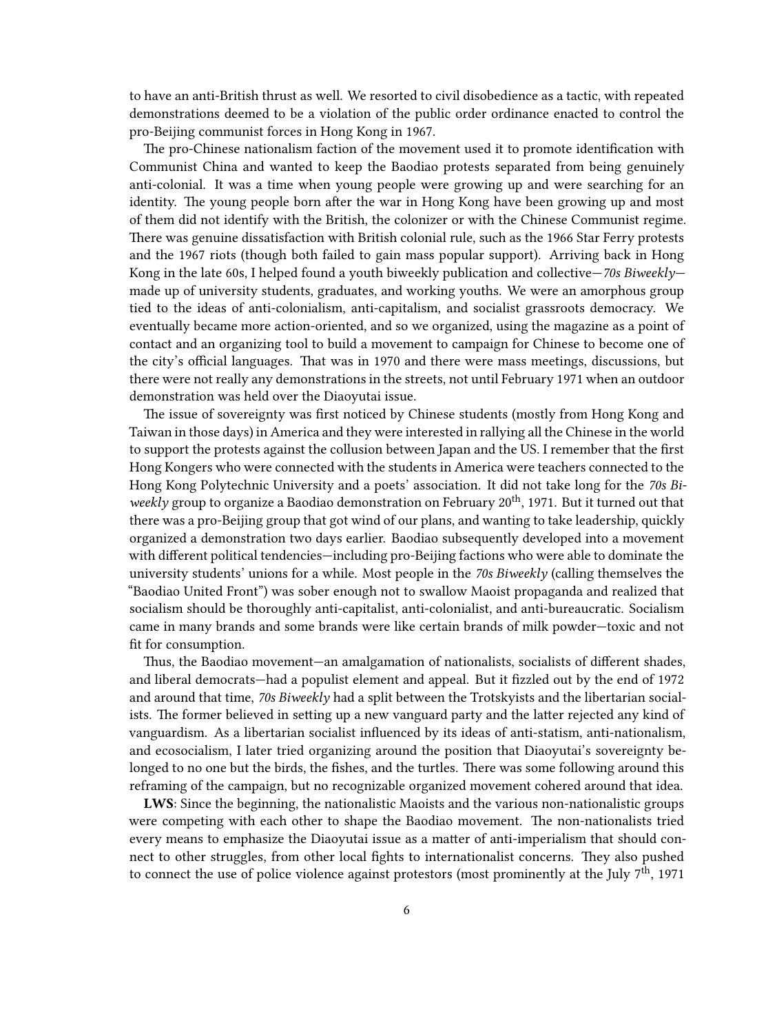to have an anti-British thrust as well. We resorted to civil disobedience as a tactic, with repeated demonstrations deemed to be a violation of the public order ordinance enacted to control the pro-Beijing communist forces in Hong Kong in 1967.

The pro-Chinese nationalism faction of the movement used it to promote identification with Communist China and wanted to keep the Baodiao protests separated from being genuinely anti-colonial. It was a time when young people were growing up and were searching for an identity. The young people born after the war in Hong Kong have been growing up and most of them did not identify with the British, the colonizer or with the Chinese Communist regime. There was genuine dissatisfaction with British colonial rule, such as the 1966 Star Ferry protests and the 1967 riots (though both failed to gain mass popular support). Arriving back in Hong Kong in the late 60s, I helped found a youth biweekly publication and collective—*70s Biweekly*—made up of university students, graduates, and working youths. We were an amorphous group tied to the ideas of anti-colonialism, anti-capitalism, and socialist grassroots democracy. We eventually became more action-oriented, and so we organized, using the magazine as a point of contact and an organizing tool to build a movement to campaign for Chinese to become one of the city's official languages. That was in 1970 and there were mass meetings, discussions, but there were not really any demonstrations in the streets, not until February 1971 when an outdoor demonstration was held over the Diaoyutai issue.

The issue of sovereignty was first noticed by Chinese students (mostly from Hong Kong and Taiwan in those days) in America and they were interested in rallying all the Chinese in the world to support the protests against the collusion between Japan and the US. I remember that the first Hong Kongers who were connected with the students in America were teachers connected to the Hong Kong Polytechnic University and a poets' association. It did not take long for the *70s Biweekly* group to organize a Baodiao demonstration on February 20th, 1971. But it turned out that there was a pro-Beijing group that got wind of our plans, and wanting to take leadership, quickly organized a demonstration two days earlier. Baodiao subsequently developed into a movement with different political tendencies—including pro-Beijing factions who were able to dominate the university students' unions for a while. Most people in the *70s Biweekly* (calling themselves the "Baodiao United Front") was sober enough not to swallow Maoist propaganda and realized that socialism should be thoroughly anti-capitalist, anti-colonialist, and anti-bureaucratic. Socialism came in many brands and some brands were like certain brands of milk powder—toxic and not fit for consumption.

Thus, the Baodiao movement—an amalgamation of nationalists, socialists of different shades, and liberal democrats—had a populist element and appeal. But it fizzled out by the end of 1972 and around that time, *70s Biweekly* had a split between the Trotskyists and the libertarian socialists. The former believed in setting up a new vanguard party and the latter rejected any kind of vanguardism. As a libertarian socialist influenced by its ideas of anti-statism, anti-nationalism, and ecosocialism, I later tried organizing around the position that Diaoyutai's sovereignty belonged to no one but the birds, the fishes, and the turtles. There was some following around this reframing of the campaign, but no recognizable organized movement cohered around that idea.

**LWS**: Since the beginning, the nationalistic Maoists and the various non-nationalistic groups were competing with each other to shape the Baodiao movement. The non-nationalists tried every means to emphasize the Diaoyutai issue as a matter of anti-imperialism that should connect to other struggles, from other local fights to internationalist concerns. They also pushed to connect the use of police violence against protestors (most prominently at the July 7th, 1971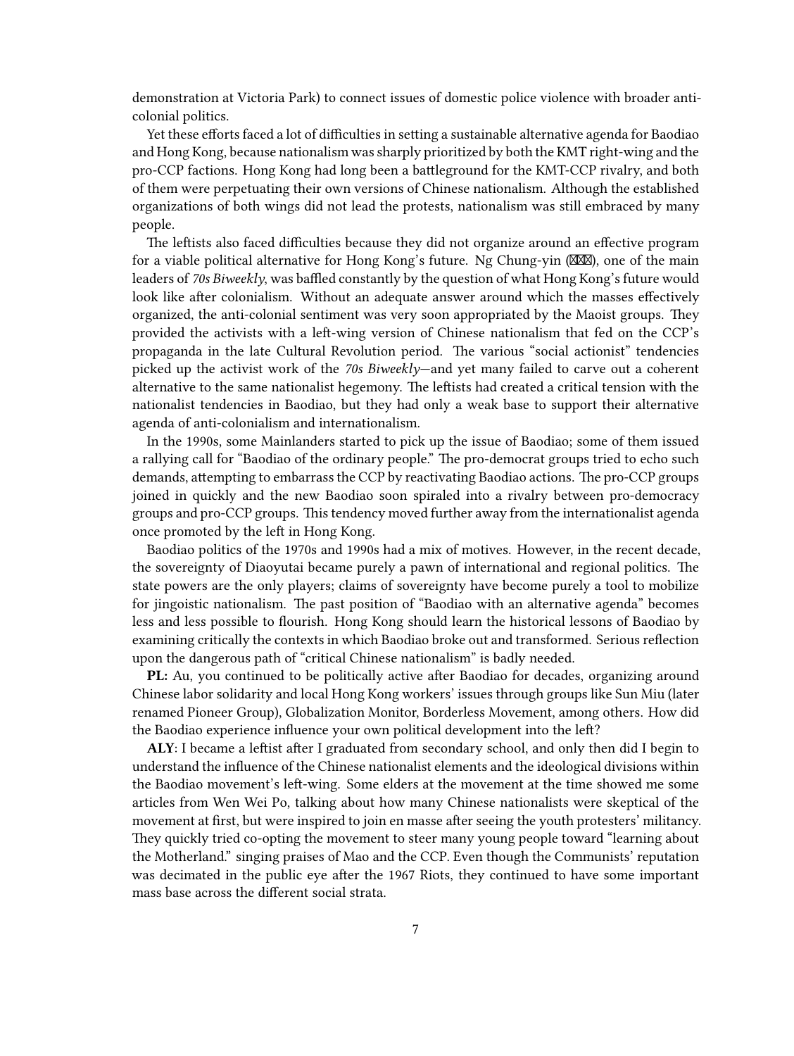demonstration at Victoria Park) to connect issues of domestic police violence with broader anti-colonial politics.

Yet these efforts faced a lot of difficulties in setting a sustainable alternative agenda for Baodiao and Hong Kong, because nationalism was sharply prioritized by both the KMT right-wing and the pro-CCP factions. Hong Kong had long been a battleground for the KMT-CCP rivalry, and both of them were perpetuating their own versions of Chinese nationalism. Although the established organizations of both wings did not lead the protests, nationalism was still embraced by many people.

The leftists also faced difficulties because they did not organize around an effective program for a viable political alternative for Hong Kong's future. Ng Chung-yin (⊠⊠⊠), one of the main leaders of *70s Biweekly*, was baffled constantly by the question of what Hong Kong's future would look like after colonialism. Without an adequate answer around which the masses effectively organized, the anti-colonial sentiment was very soon appropriated by the Maoist groups. They provided the activists with a left-wing version of Chinese nationalism that fed on the CCP's propaganda in the late Cultural Revolution period. The various "social actionist" tendencies picked up the activist work of the *70s Biweekly*—and yet many failed to carve out a coherent alternative to the same nationalist hegemony. The leftists had created a critical tension with the nationalist tendencies in Baodiao, but they had only a weak base to support their alternative agenda of anti-colonialism and internationalism.

In the 1990s, some Mainlanders started to pick up the issue of Baodiao; some of them issued a rallying call for "Baodiao of the ordinary people." The pro-democrat groups tried to echo such demands, attempting to embarrass the CCP by reactivating Baodiao actions. The pro-CCP groups joined in quickly and the new Baodiao soon spiraled into a rivalry between pro-democracy groups and pro-CCP groups. This tendency moved further away from the internationalist agenda once promoted by the left in Hong Kong.

Baodiao politics of the 1970s and 1990s had a mix of motives. However, in the recent decade, the sovereignty of Diaoyutai became purely a pawn of international and regional politics. The state powers are the only players; claims of sovereignty have become purely a tool to mobilize for jingoistic nationalism. The past position of "Baodiao with an alternative agenda" becomes less and less possible to flourish. Hong Kong should learn the historical lessons of Baodiao by examining critically the contexts in which Baodiao broke out and transformed. Serious reflection upon the dangerous path of "critical Chinese nationalism" is badly needed.

**PL:** Au, you continued to be politically active after Baodiao for decades, organizing around Chinese labor solidarity and local Hong Kong workers' issues through groups like Sun Miu (later renamed Pioneer Group), Globalization Monitor, Borderless Movement, among others. How did the Baodiao experience influence your own political development into the left?

**ALY**: I became a leftist after I graduated from secondary school, and only then did I begin to understand the influence of the Chinese nationalist elements and the ideological divisions within the Baodiao movement's left-wing. Some elders at the movement at the time showed me some articles from Wen Wei Po, talking about how many Chinese nationalists were skeptical of the movement at first, but were inspired to join en masse after seeing the youth protesters' militancy. They quickly tried co-opting the movement to steer many young people toward "learning about the Motherland." singing praises of Mao and the CCP. Even though the Communists' reputation was decimated in the public eye after the 1967 Riots, they continued to have some important mass base across the different social strata.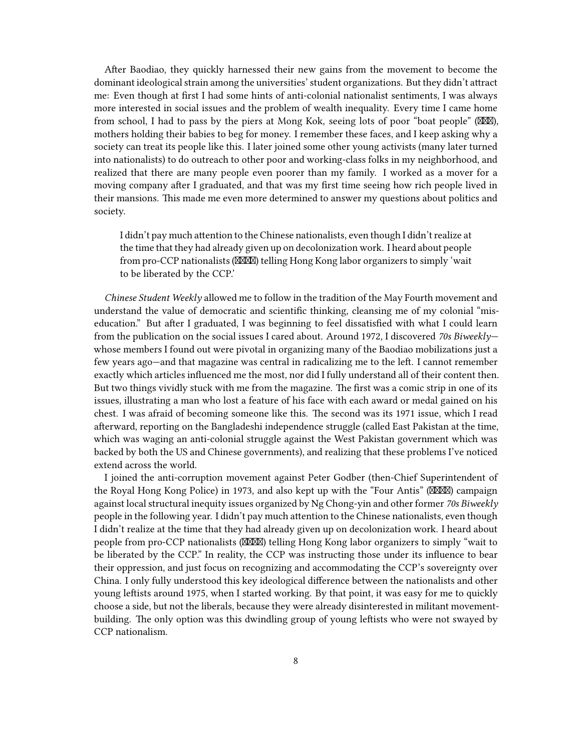After Baodiao, they quickly harnessed their new gains from the movement to become the dominant ideological strain among the universities' student organizations. But they didn't attract me: Even though at first I had some hints of anti-colonial nationalist sentiments, I was always more interested in social issues and the problem of wealth inequality. Every time I came home from school, I had to pass by the piers at Mong Kok, seeing lots of poor "boat people" (⊠⊠⊠), mothers holding their babies to beg for money. I remember these faces, and I keep asking why a society can treat its people like this. I later joined some other young activists (many later turned into nationalists) to do outreach to other poor and working-class folks in my neighborhood, and realized that there are many people even poorer than my family. I worked as a mover for a moving company after I graduated, and that was my first time seeing how rich people lived in their mansions. This made me even more determined to answer my questions about politics and society.

> I didn't pay much attention to the Chinese nationalists, even though I didn't realize at the time that they had already given up on decolonization work. I heard about people from pro-CCP nationalists (⊠⊠⊠⊠) telling Hong Kong labor organizers to simply 'wait to be liberated by the CCP.'

*Chinese Student Weekly* allowed me to follow in the tradition of the May Fourth movement and understand the value of democratic and scientific thinking, cleansing me of my colonial "mis-education." But after I graduated, I was beginning to feel dissatisfied with what I could learn from the publication on the social issues I cared about. Around 1972, I discovered *70s Biweekly*—whose members I found out were pivotal in organizing many of the Baodiao mobilizations just a few years ago—and that magazine was central in radicalizing me to the left. I cannot remember exactly which articles influenced me the most, nor did I fully understand all of their content then. But two things vividly stuck with me from the magazine. The first was a comic strip in one of its issues, illustrating a man who lost a feature of his face with each award or medal gained on his chest. I was afraid of becoming someone like this. The second was its 1971 issue, which I read afterward, reporting on the Bangladeshi independence struggle (called East Pakistan at the time, which was waging an anti-colonial struggle against the West Pakistan government which was backed by both the US and Chinese governments), and realizing that these problems I've noticed extend across the world.

I joined the anti-corruption movement against Peter Godber (then-Chief Superintendent of the Royal Hong Kong Police) in 1973, and also kept up with the "Four Antis" (⊠⊠⊠⊠) campaign against local structural inequity issues organized by Ng Chong-yin and other former *70s Biweekly* people in the following year. I didn't pay much attention to the Chinese nationalists, even though I didn't realize at the time that they had already given up on decolonization work. I heard about people from pro-CCP nationalists (⊠⊠⊠⊠) telling Hong Kong labor organizers to simply "wait to be liberated by the CCP." In reality, the CCP was instructing those under its influence to bear their oppression, and just focus on recognizing and accommodating the CCP's sovereignty over China. I only fully understood this key ideological difference between the nationalists and other young leftists around 1975, when I started working. By that point, it was easy for me to quickly choose a side, but not the liberals, because they were already disinterested in militant movement-building. The only option was this dwindling group of young leftists who were not swayed by CCP nationalism.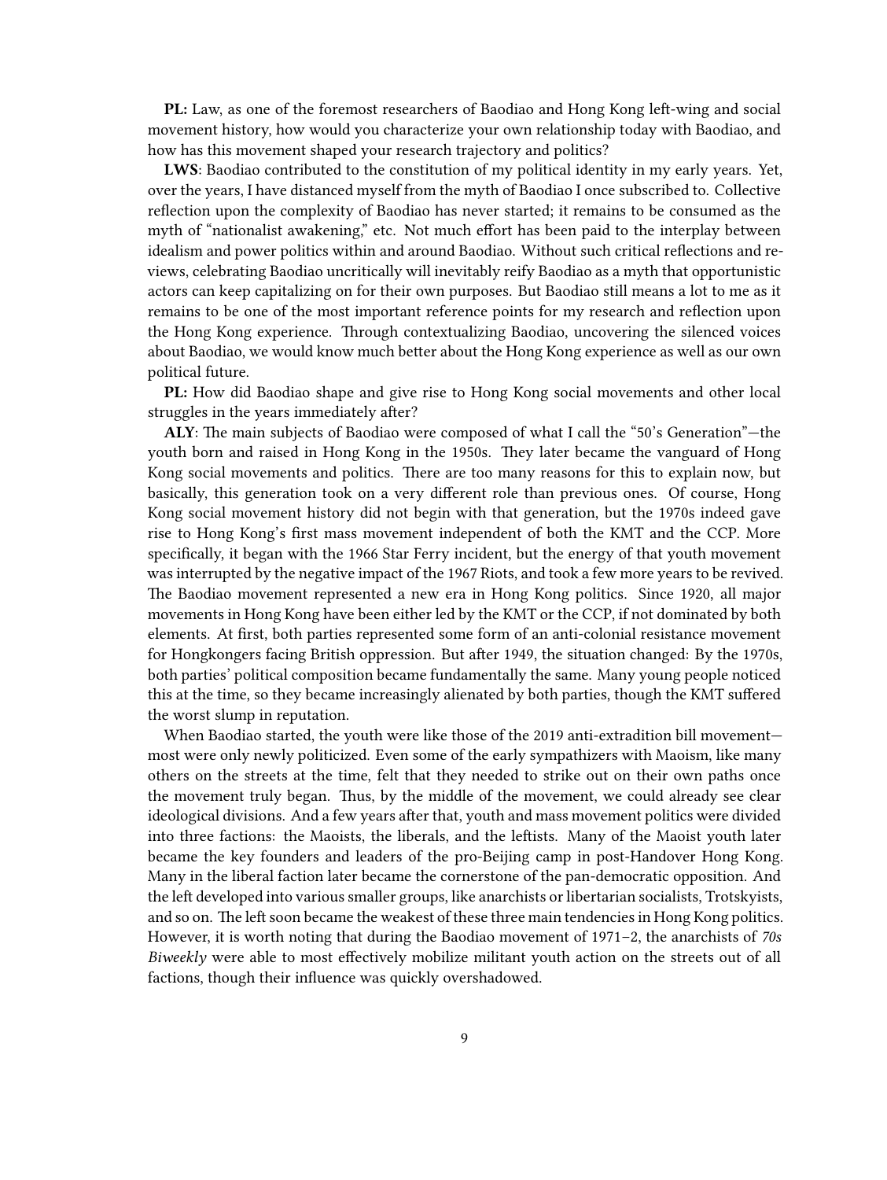**PL:** Law, as one of the foremost researchers of Baodiao and Hong Kong left-wing and social movement history, how would you characterize your own relationship today with Baodiao, and how has this movement shaped your research trajectory and politics?

**LWS**: Baodiao contributed to the constitution of my political identity in my early years. Yet, over the years, I have distanced myself from the myth of Baodiao I once subscribed to. Collective reflection upon the complexity of Baodiao has never started; it remains to be consumed as the myth of "nationalist awakening," etc. Not much effort has been paid to the interplay between idealism and power politics within and around Baodiao. Without such critical reflections and reviews, celebrating Baodiao uncritically will inevitably reify Baodiao as a myth that opportunistic actors can keep capitalizing on for their own purposes. But Baodiao still means a lot to me as it remains to be one of the most important reference points for my research and reflection upon the Hong Kong experience. Through contextualizing Baodiao, uncovering the silenced voices about Baodiao, we would know much better about the Hong Kong experience as well as our own political future.

**PL:** How did Baodiao shape and give rise to Hong Kong social movements and other local struggles in the years immediately after?

**ALY**: The main subjects of Baodiao were composed of what I call the "50's Generation"—the youth born and raised in Hong Kong in the 1950s. They later became the vanguard of Hong Kong social movements and politics. There are too many reasons for this to explain now, but basically, this generation took on a very different role than previous ones. Of course, Hong Kong social movement history did not begin with that generation, but the 1970s indeed gave rise to Hong Kong's first mass movement independent of both the KMT and the CCP. More specifically, it began with the 1966 Star Ferry incident, but the energy of that youth movement was interrupted by the negative impact of the 1967 Riots, and took a few more years to be revived. The Baodiao movement represented a new era in Hong Kong politics. Since 1920, all major movements in Hong Kong have been either led by the KMT or the CCP, if not dominated by both elements. At first, both parties represented some form of an anti-colonial resistance movement for Hongkongers facing British oppression. But after 1949, the situation changed: By the 1970s, both parties' political composition became fundamentally the same. Many young people noticed this at the time, so they became increasingly alienated by both parties, though the KMT suffered the worst slump in reputation.

When Baodiao started, the youth were like those of the 2019 anti-extradition bill movement—most were only newly politicized. Even some of the early sympathizers with Maoism, like many others on the streets at the time, felt that they needed to strike out on their own paths once the movement truly began. Thus, by the middle of the movement, we could already see clear ideological divisions. And a few years after that, youth and mass movement politics were divided into three factions: the Maoists, the liberals, and the leftists. Many of the Maoist youth later became the key founders and leaders of the pro-Beijing camp in post-Handover Hong Kong. Many in the liberal faction later became the cornerstone of the pan-democratic opposition. And the left developed into various smaller groups, like anarchists or libertarian socialists, Trotskyists, and so on. The left soon became the weakest of these three main tendencies in Hong Kong politics. However, it is worth noting that during the Baodiao movement of 1971–2, the anarchists of *70s Biweekly* were able to most effectively mobilize militant youth action on the streets out of all factions, though their influence was quickly overshadowed.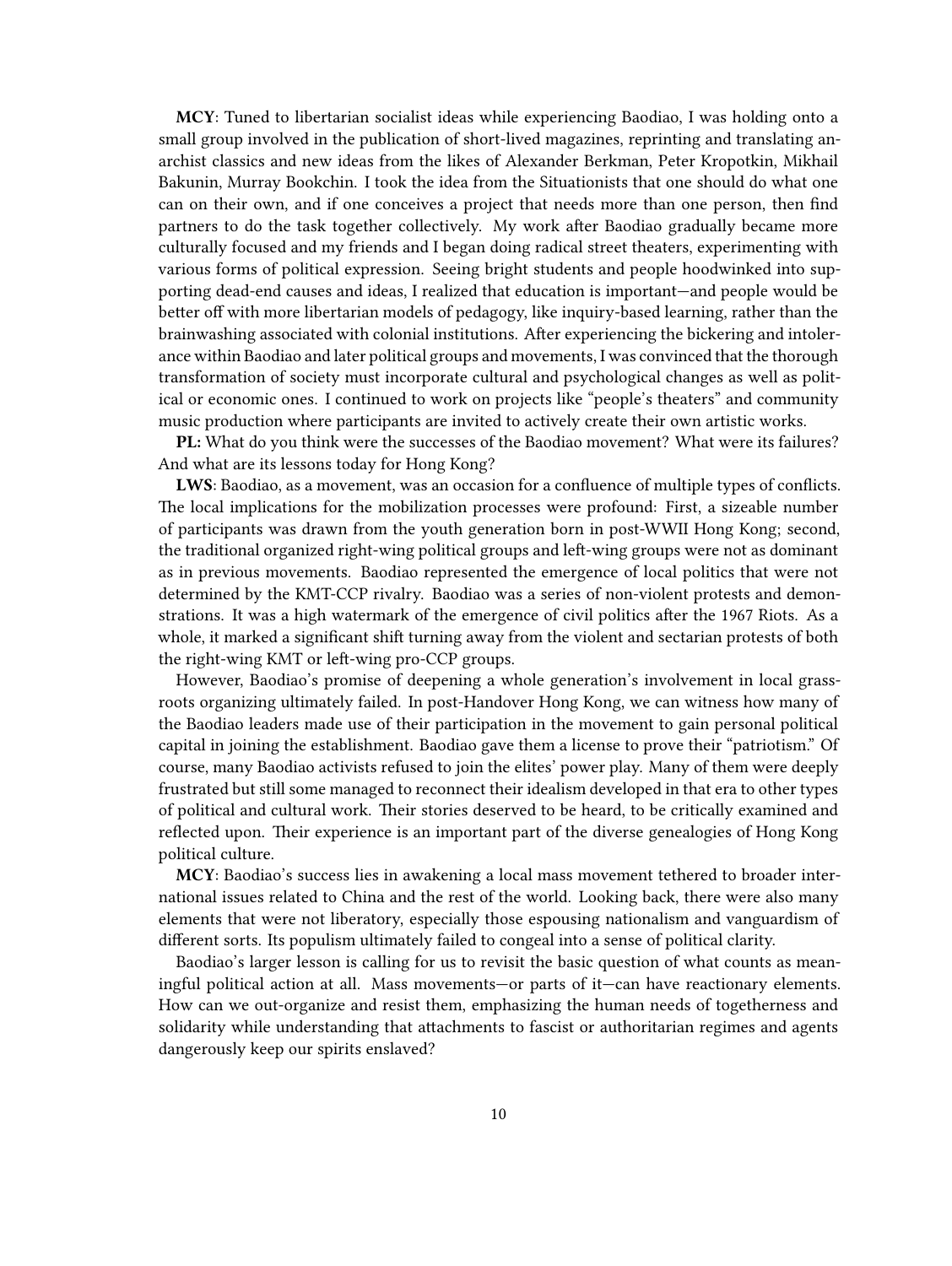**MCY**: Tuned to libertarian socialist ideas while experiencing Baodiao, I was holding onto a small group involved in the publication of short-lived magazines, reprinting and translating anarchist classics and new ideas from the likes of Alexander Berkman, Peter Kropotkin, Mikhail Bakunin, Murray Bookchin. I took the idea from the Situationists that one should do what one can on their own, and if one conceives a project that needs more than one person, then find partners to do the task together collectively. My work after Baodiao gradually became more culturally focused and my friends and I began doing radical street theaters, experimenting with various forms of political expression. Seeing bright students and people hoodwinked into supporting dead-end causes and ideas, I realized that education is important—and people would be better off with more libertarian models of pedagogy, like inquiry-based learning, rather than the brainwashing associated with colonial institutions. After experiencing the bickering and intolerance within Baodiao and later political groups and movements, I was convinced that the thorough transformation of society must incorporate cultural and psychological changes as well as political or economic ones. I continued to work on projects like "people's theaters" and community music production where participants are invited to actively create their own artistic works.

**PL:** What do you think were the successes of the Baodiao movement? What were its failures? And what are its lessons today for Hong Kong?

**LWS**: Baodiao, as a movement, was an occasion for a confluence of multiple types of conflicts. The local implications for the mobilization processes were profound: First, a sizeable number of participants was drawn from the youth generation born in post-WWII Hong Kong; second, the traditional organized right-wing political groups and left-wing groups were not as dominant as in previous movements. Baodiao represented the emergence of local politics that were not determined by the KMT-CCP rivalry. Baodiao was a series of non-violent protests and demonstrations. It was a high watermark of the emergence of civil politics after the 1967 Riots. As a whole, it marked a significant shift turning away from the violent and sectarian protests of both the right-wing KMT or left-wing pro-CCP groups.

However, Baodiao's promise of deepening a whole generation's involvement in local grassroots organizing ultimately failed. In post-Handover Hong Kong, we can witness how many of the Baodiao leaders made use of their participation in the movement to gain personal political capital in joining the establishment. Baodiao gave them a license to prove their "patriotism." Of course, many Baodiao activists refused to join the elites' power play. Many of them were deeply frustrated but still some managed to reconnect their idealism developed in that era to other types of political and cultural work. Their stories deserved to be heard, to be critically examined and reflected upon. Their experience is an important part of the diverse genealogies of Hong Kong political culture.

**MCY**: Baodiao's success lies in awakening a local mass movement tethered to broader international issues related to China and the rest of the world. Looking back, there were also many elements that were not liberatory, especially those espousing nationalism and vanguardism of different sorts. Its populism ultimately failed to congeal into a sense of political clarity.

Baodiao's larger lesson is calling for us to revisit the basic question of what counts as meaningful political action at all. Mass movements—or parts of it—can have reactionary elements. How can we out-organize and resist them, emphasizing the human needs of togetherness and solidarity while understanding that attachments to fascist or authoritarian regimes and agents dangerously keep our spirits enslaved?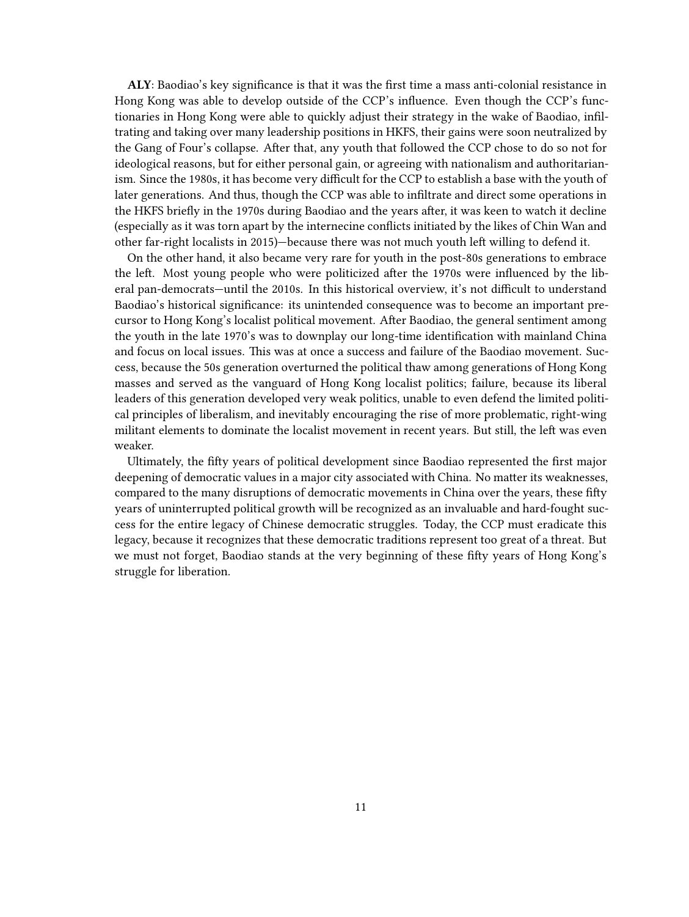**ALY**: Baodiao's key significance is that it was the first time a mass anti-colonial resistance in Hong Kong was able to develop outside of the CCP's influence. Even though the CCP's functionaries in Hong Kong were able to quickly adjust their strategy in the wake of Baodiao, infiltrating and taking over many leadership positions in HKFS, their gains were soon neutralized by the Gang of Four's collapse. After that, any youth that followed the CCP chose to do so not for ideological reasons, but for either personal gain, or agreeing with nationalism and authoritarianism. Since the 1980s, it has become very difficult for the CCP to establish a base with the youth of later generations. And thus, though the CCP was able to infiltrate and direct some operations in the HKFS briefly in the 1970s during Baodiao and the years after, it was keen to watch it decline (especially as it was torn apart by the internecine conflicts initiated by the likes of Chin Wan and other far-right localists in 2015)—because there was not much youth left willing to defend it.

On the other hand, it also became very rare for youth in the post-80s generations to embrace the left. Most young people who were politicized after the 1970s were influenced by the liberal pan-democrats—until the 2010s. In this historical overview, it's not difficult to understand Baodiao's historical significance: its unintended consequence was to become an important precursor to Hong Kong's localist political movement. After Baodiao, the general sentiment among the youth in the late 1970's was to downplay our long-time identification with mainland China and focus on local issues. This was at once a success and failure of the Baodiao movement. Success, because the 50s generation overturned the political thaw among generations of Hong Kong masses and served as the vanguard of Hong Kong localist politics; failure, because its liberal leaders of this generation developed very weak politics, unable to even defend the limited political principles of liberalism, and inevitably encouraging the rise of more problematic, right-wing militant elements to dominate the localist movement in recent years. But still, the left was even weaker.

Ultimately, the fifty years of political development since Baodiao represented the first major deepening of democratic values in a major city associated with China. No matter its weaknesses, compared to the many disruptions of democratic movements in China over the years, these fifty years of uninterrupted political growth will be recognized as an invaluable and hard-fought success for the entire legacy of Chinese democratic struggles. Today, the CCP must eradicate this legacy, because it recognizes that these democratic traditions represent too great of a threat. But we must not forget, Baodiao stands at the very beginning of these fifty years of Hong Kong's struggle for liberation.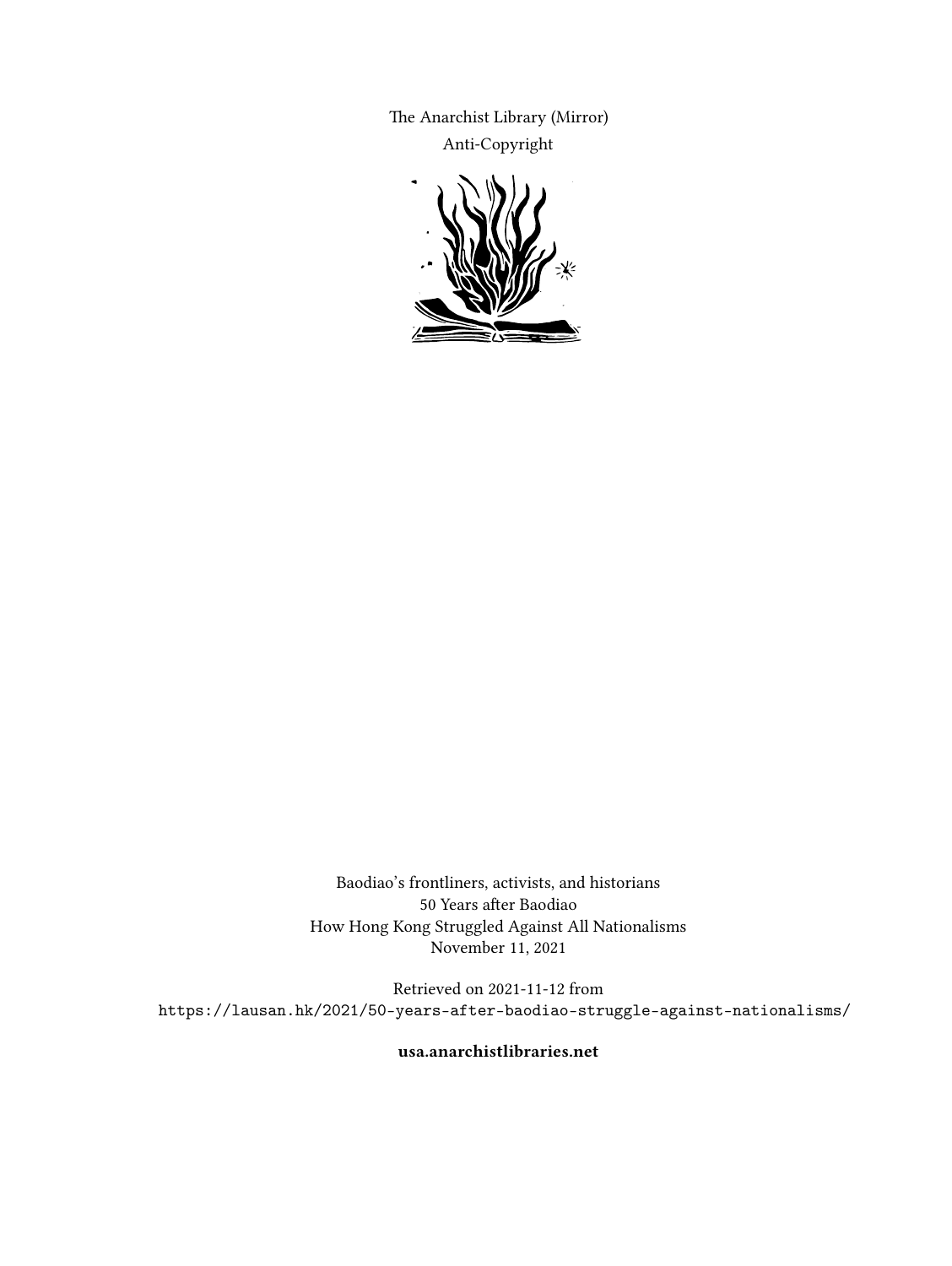The Anarchist Library (Mirror)
Anti-Copyright

Baodiao's frontliners, activists, and historians
50 Years after Baodiao
How Hong Kong Struggled Against All Nationalisms
November 11, 2021

Retrieved on 2021-11-12 from
https://lausan.hk/2021/50-years-after-baodiao-struggle-against-nationalisms/

**usa.anarchistlibraries.net**